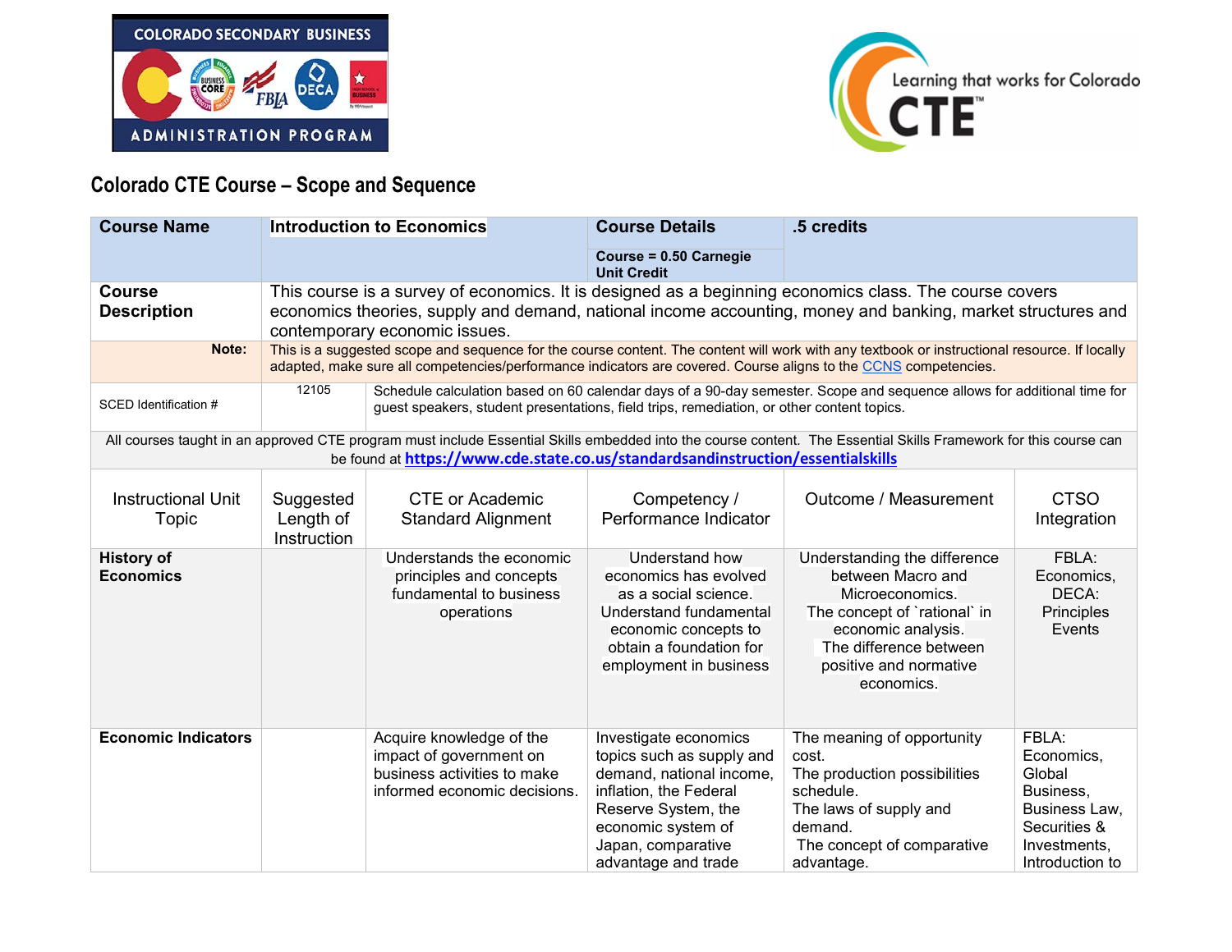## Colorado CTE Course – Scope and Sequence

| Course Name | Introduction to Economics | Course Details<br>Course = 0.50 Carnegie Unit Credit | .5 credits |
|---|---|---|---|
| **Course Description** | This course is a survey of economics. It is designed as a beginning economics class. The course covers economics theories, supply and demand, national income accounting, money and banking, market structures and contemporary economic issues. | | |
| **Note:** | This is a suggested scope and sequence for the course content. The content will work with any textbook or instructional resource. If locally adapted, make sure all competencies/performance indicators are covered. Course aligns to the CCNS competencies. | | |
| SCED Identification # | 12105 | Schedule calculation based on 60 calendar days of a 90-day semester. Scope and sequence allows for additional time for guest speakers, student presentations, field trips, remediation, or other content topics. | |

All courses taught in an approved CTE program must include Essential Skills embedded into the course content. The Essential Skills Framework for this course can be found at **https://www.cde.state.co.us/standardsandinstruction/essentialskills**

| Instructional Unit Topic | Suggested Length of Instruction | CTE or Academic Standard Alignment | Competency / Performance Indicator | Outcome / Measurement | CTSO Integration |
|---|---|---|---|---|---|
| **History of Economics** | | Understands the economic principles and concepts fundamental to business operations | Understand how economics has evolved as a social science. Understand fundamental economic concepts to obtain a foundation for employment in business | Understanding the difference between Macro and Microeconomics. The concept of `rational` in economic analysis. The difference between positive and normative economics. | FBLA: Economics, DECA: Principles Events |
| **Economic Indicators** | | Acquire knowledge of the impact of government on business activities to make informed economic decisions. | Investigate economics topics such as supply and demand, national income, inflation, the Federal Reserve System, the economic system of Japan, comparative advantage and trade | The meaning of opportunity cost. The production possibilities schedule. The laws of supply and demand. The concept of comparative advantage. | FBLA: Economics, Global Business, Business Law, Securities & Investments, Introduction to |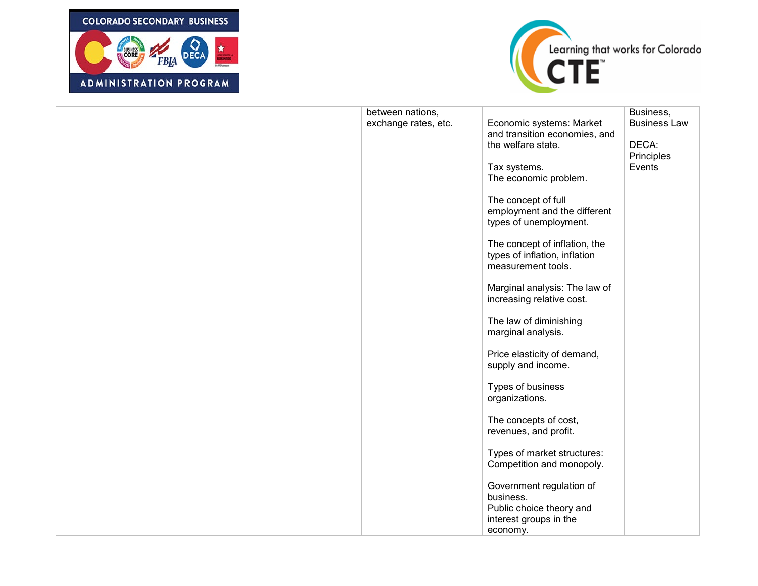|  |  |  | between nations, exchange rates, etc. | Economic systems: Market and transition economies, and the welfare state.<br><br>Tax systems.<br>The economic problem.<br><br>The concept of full employment and the different types of unemployment.<br><br>The concept of inflation, the types of inflation, inflation measurement tools.<br><br>Marginal analysis: The law of increasing relative cost.<br><br>The law of diminishing marginal analysis.<br><br>Price elasticity of demand, supply and income.<br><br>Types of business organizations.<br><br>The concepts of cost, revenues, and profit.<br><br>Types of market structures: Competition and monopoly.<br><br>Government regulation of business.<br>Public choice theory and interest groups in the economy. | Business, Business Law<br><br>DECA: Principles Events |
|---|---|---|---|---|---|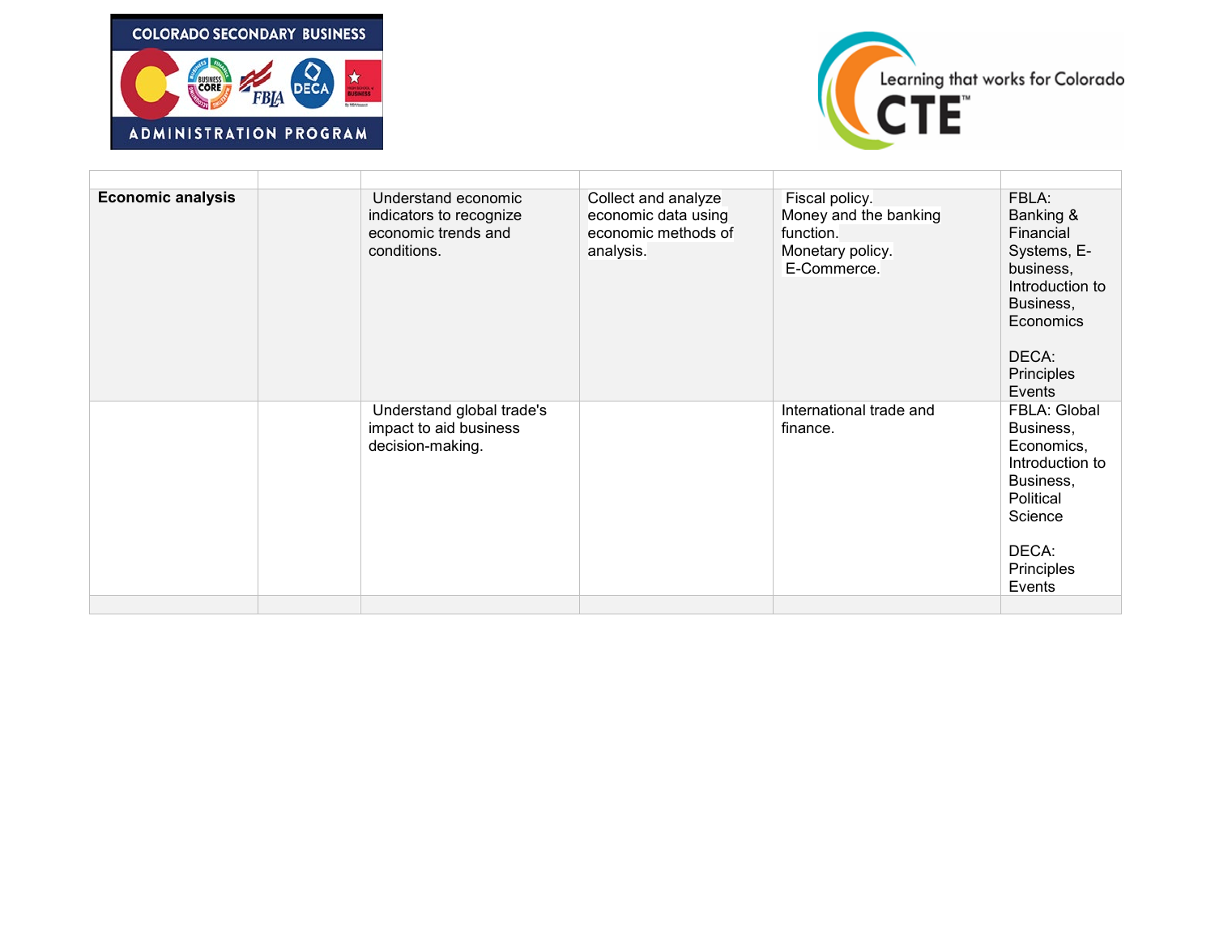| | | | | | |
|---|---|---|---|---|---|
| **Economic analysis** | | Understand economic indicators to recognize economic trends and conditions. | Collect and analyze economic data using economic methods of analysis. | Fiscal policy.<br>Money and the banking function.<br>Monetary policy.<br>E-Commerce. | FBLA: Banking & Financial Systems, E-business, Introduction to Business, Economics<br><br>DECA: Principles Events |
| | | Understand global trade's impact to aid business decision-making. | | International trade and finance. | FBLA: Global Business, Economics, Introduction to Business, Political Science<br><br>DECA: Principles Events |
| | | | | | |